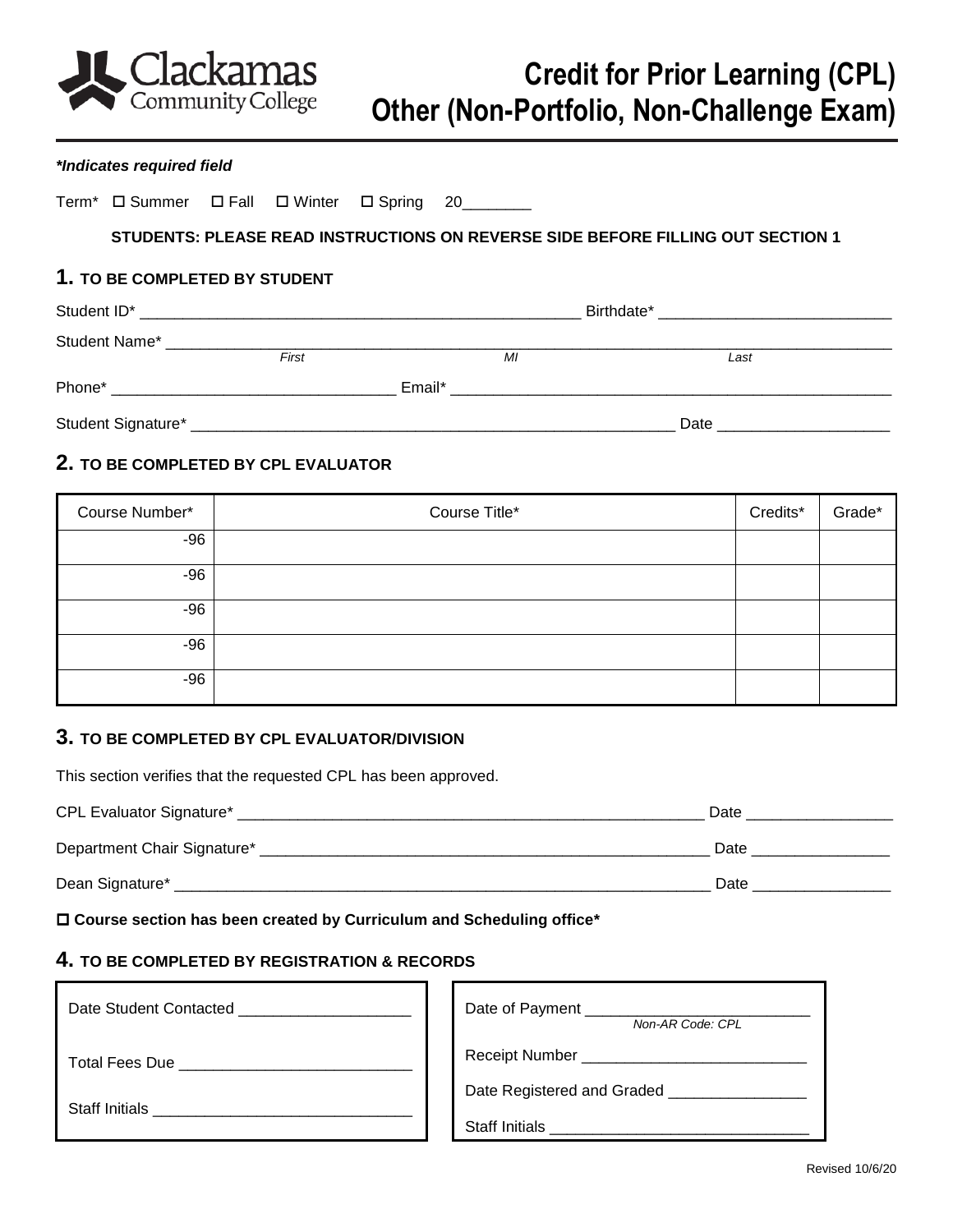Clackamas Community College

# Credit for Prior Learning (CPL) Other (Non-Portfolio, Non-Challenge Exam)

***Indicates required field**

Term* ☐ Summer ☐ Fall ☐ Winter ☐ Spring 20________

**STUDENTS: PLEASE READ INSTRUCTIONS ON REVERSE SIDE BEFORE FILLING OUT SECTION 1**

## 1. TO BE COMPLETED BY STUDENT

Student ID* ____________________________________________________ Birthdate* ___________________________

Student Name* ______________________________________________________________________________
*First* *MI* *Last*

Phone* _________________________________ Email* ____________________________________________________

Student Signature* _________________________________________________________ Date ____________________

## 2. TO BE COMPLETED BY CPL EVALUATOR

| Course Number* | Course Title* | Credits* | Grade* |
|---|---|---|---|
| -96 | | | |
| -96 | | | |
| -96 | | | |
| -96 | | | |
| -96 | | | |

## 3. TO BE COMPLETED BY CPL EVALUATOR/DIVISION

This section verifies that the requested CPL has been approved.

CPL Evaluator Signature* _______________________________________________________ Date _________________

Department Chair Signature* _____________________________________________________ Date ________________

Dean Signature* _________________________________________________________________ Date ________________

☐ **Course section has been created by Curriculum and Scheduling office***

## 4. TO BE COMPLETED BY REGISTRATION & RECORDS

Date Student Contacted ____________________

Total Fees Due ___________________________

Staff Initials ______________________________

Date of Payment _________________________
*Non-AR Code: CPL*

Receipt Number ___________________________

Date Registered and Graded ________________

Staff Initials ______________________________

Revised 10/6/20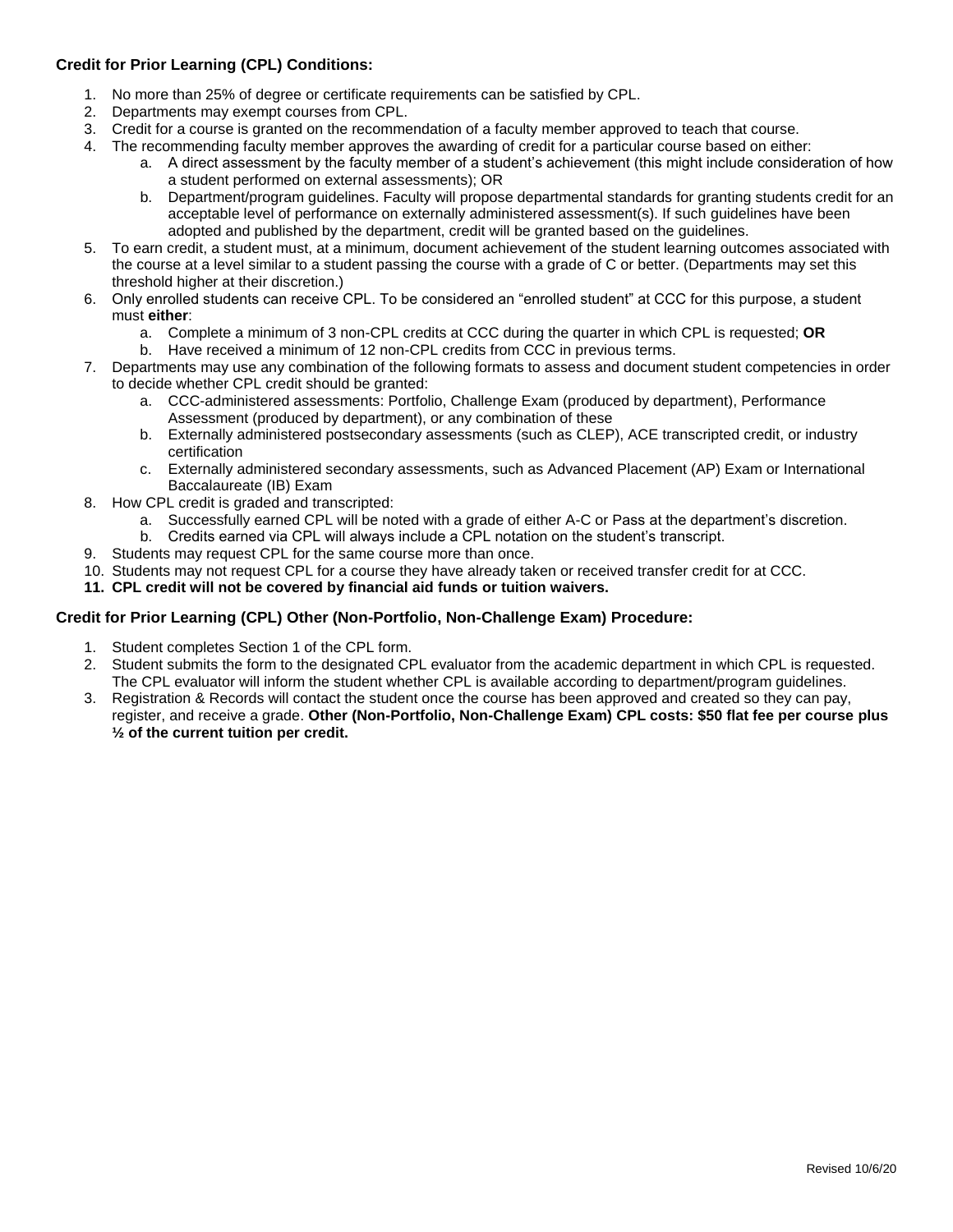**Credit for Prior Learning (CPL) Conditions:**

1. No more than 25% of degree or certificate requirements can be satisfied by CPL.
2. Departments may exempt courses from CPL.
3. Credit for a course is granted on the recommendation of a faculty member approved to teach that course.
4. The recommending faculty member approves the awarding of credit for a particular course based on either:
    a. A direct assessment by the faculty member of a student's achievement (this might include consideration of how a student performed on external assessments); OR
    b. Department/program guidelines. Faculty will propose departmental standards for granting students credit for an acceptable level of performance on externally administered assessment(s). If such guidelines have been adopted and published by the department, credit will be granted based on the guidelines.
5. To earn credit, a student must, at a minimum, document achievement of the student learning outcomes associated with the course at a level similar to a student passing the course with a grade of C or better. (Departments may set this threshold higher at their discretion.)
6. Only enrolled students can receive CPL. To be considered an "enrolled student" at CCC for this purpose, a student must **either**:
    a. Complete a minimum of 3 non-CPL credits at CCC during the quarter in which CPL is requested; **OR**
    b. Have received a minimum of 12 non-CPL credits from CCC in previous terms.
7. Departments may use any combination of the following formats to assess and document student competencies in order to decide whether CPL credit should be granted:
    a. CCC-administered assessments: Portfolio, Challenge Exam (produced by department), Performance Assessment (produced by department), or any combination of these
    b. Externally administered postsecondary assessments (such as CLEP), ACE transcripted credit, or industry certification
    c. Externally administered secondary assessments, such as Advanced Placement (AP) Exam or International Baccalaureate (IB) Exam
8. How CPL credit is graded and transcripted:
    a. Successfully earned CPL will be noted with a grade of either A-C or Pass at the department's discretion.
    b. Credits earned via CPL will always include a CPL notation on the student's transcript.
9. Students may request CPL for the same course more than once.
10. Students may not request CPL for a course they have already taken or received transfer credit for at CCC.
11. **CPL credit will not be covered by financial aid funds or tuition waivers.**

**Credit for Prior Learning (CPL) Other (Non-Portfolio, Non-Challenge Exam) Procedure:**

1. Student completes Section 1 of the CPL form.
2. Student submits the form to the designated CPL evaluator from the academic department in which CPL is requested. The CPL evaluator will inform the student whether CPL is available according to department/program guidelines.
3. Registration & Records will contact the student once the course has been approved and created so they can pay, register, and receive a grade. **Other (Non-Portfolio, Non-Challenge Exam) CPL costs: $50 flat fee per course plus ½ of the current tuition per credit.**

Revised 10/6/20